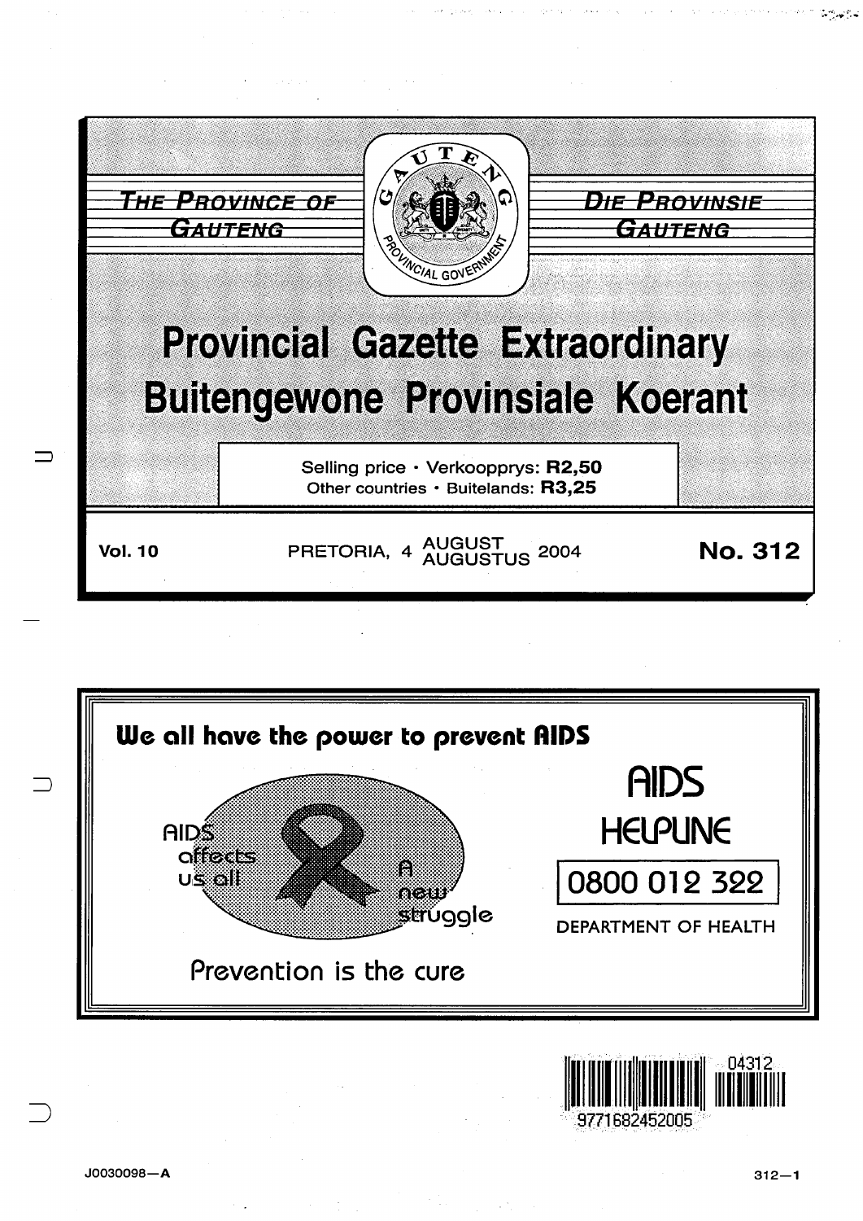THE PROVINCE OF GAUTENG

DIE PROVINSIE GAUTENG

# Provincial Gazette Extraordinary
# Buitengewone Provinsiale Koerant

Selling price · Verkoopprys: **R2,50**
Other countries · Buitelands: **R3,25**

**Vol. 10** PRETORIA, 4 AUGUST AUGUSTUS 2004 **No. 312**

**We all have the power to prevent AIDS**

AIDS affects us all

A new struggle

Prevention is the cure

AIDS HELPLINE

0800 012 322

DEPARTMENT OF HEALTH

04312

9771682452005

J0030098—A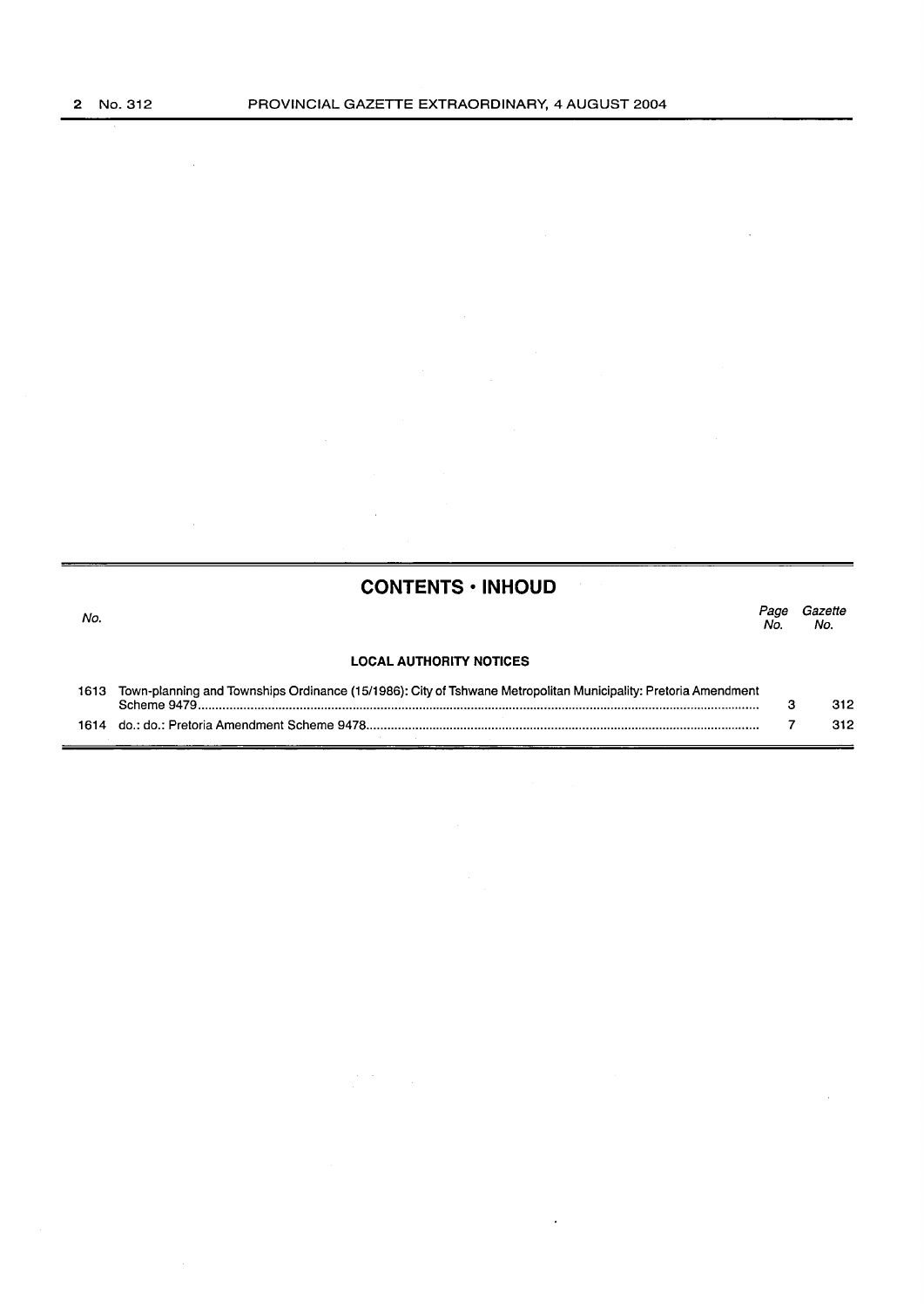## CONTENTS · INHOUD

| No. | | Page No. | Gazette No. |
|---|---|---|---|
| | **LOCAL AUTHORITY NOTICES** | | |
| 1613 | Town-planning and Townships Ordinance (15/1986): City of Tshwane Metropolitan Municipality: Pretoria Amendment Scheme 9479 | 3 | 312 |
| 1614 | do.: do.: Pretoria Amendment Scheme 9478 | 7 | 312 |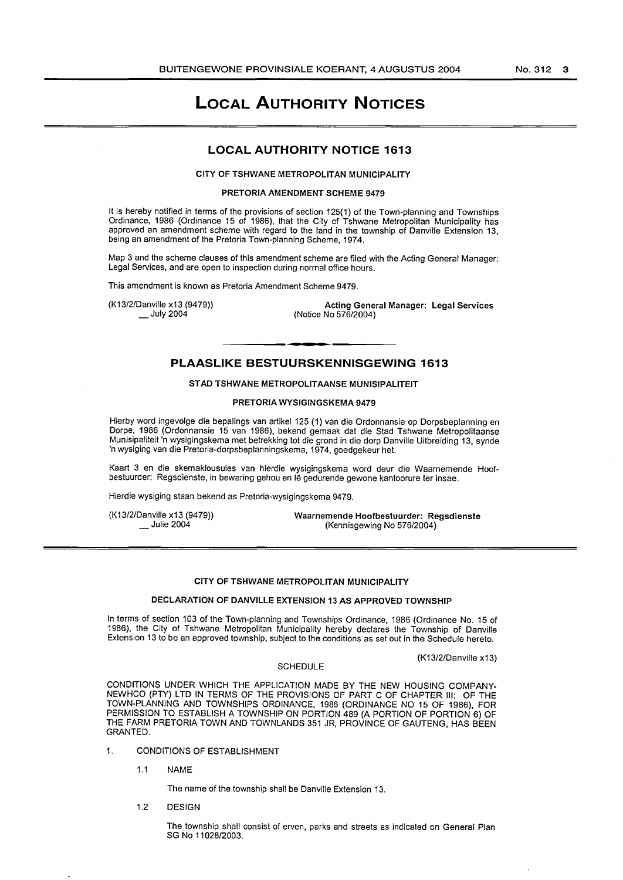# LOCAL AUTHORITY NOTICES

## LOCAL AUTHORITY NOTICE 1613

### CITY OF TSHWANE METROPOLITAN MUNICIPALITY

#### PRETORIA AMENDMENT SCHEME 9479

It is hereby notified in terms of the provisions of section 125(1) of the Town-planning and Townships Ordinance, 1986 (Ordinance 15 of 1986), that the City of Tshwane Metropolitan Municipality has approved an amendment scheme with regard to the land in the township of Danville Extension 13, being an amendment of the Pretoria Town-planning Scheme, 1974.

Map 3 and the scheme clauses of this amendment scheme are filed with the Acting General Manager: Legal Services, and are open to inspection during normal office hours.

This amendment is known as Pretoria Amendment Scheme 9479.

(K13/2/Danville x13 (9479))
__ July 2004

**Acting General Manager: Legal Services**
(Notice No 576/2004)

---

## PLAASLIKE BESTUURSKENNISGEWING 1613

### STAD TSHWANE METROPOLITAANSE MUNISIPALITEIT

#### PRETORIA WYSIGINGSKEMA 9479

Hierby word ingevolge die bepalings van artikel 125 (1) van die Ordonnansie op Dorpsbeplanning en Dorpe, 1986 (Ordonnansie 15 van 1986), bekend gemaak dat die Stad Tshwane Metropolitaanse Munisipaliteit 'n wysigingskema met betrekking tot die grond in die dorp Danville Uitbreiding 13, synde 'n wysiging van die Pretoria-dorpsbeplanningskema, 1974, goedgekeur het.

Kaart 3 en die skemaklousules van hierdie wysigingskema word deur die Waarnemende Hoofbestuurder: Regsdienste, in bewaring gehou en lê gedurende gewone kantoorure ter insae.

Hierdie wysiging staan bekend as Pretoria-wysigingskema 9479.

(K13/2/Danville x13 (9479))
__ Julie 2004

**Waarnemende Hoofbestuurder: Regsdienste**
(Kennisgewing No 576/2004)

---

### CITY OF TSHWANE METROPOLITAN MUNICIPALITY

#### DECLARATION OF DANVILLE EXTENSION 13 AS APPROVED TOWNSHIP

In terms of section 103 of the Town-planning and Townships Ordinance, 1986 (Ordinance No. 15 of 1986), the City of Tshwane Metropolitan Municipality hereby declares the Township of Danville Extension 13 to be an approved township, subject to the conditions as set out in the Schedule hereto.

(K13/2/Danville x13)

SCHEDULE

CONDITIONS UNDER WHICH THE APPLICATION MADE BY THE NEW HOUSING COMPANY-NEWHCO (PTY) LTD IN TERMS OF THE PROVISIONS OF PART C OF CHAPTER III: OF THE TOWN-PLANNING AND TOWNSHIPS ORDINANCE, 1986 (ORDINANCE NO 15 OF 1986), FOR PERMISSION TO ESTABLISH A TOWNSHIP ON PORTION 489 (A PORTION OF PORTION 6) OF THE FARM PRETORIA TOWN AND TOWNLANDS 351 JR, PROVINCE OF GAUTENG, HAS BEEN GRANTED.

1. CONDITIONS OF ESTABLISHMENT

   1.1 NAME

   The name of the township shall be Danville Extension 13.

   1.2 DESIGN

   The township shall consist of erven, parks and streets as indicated on General Plan SG No 11028/2003.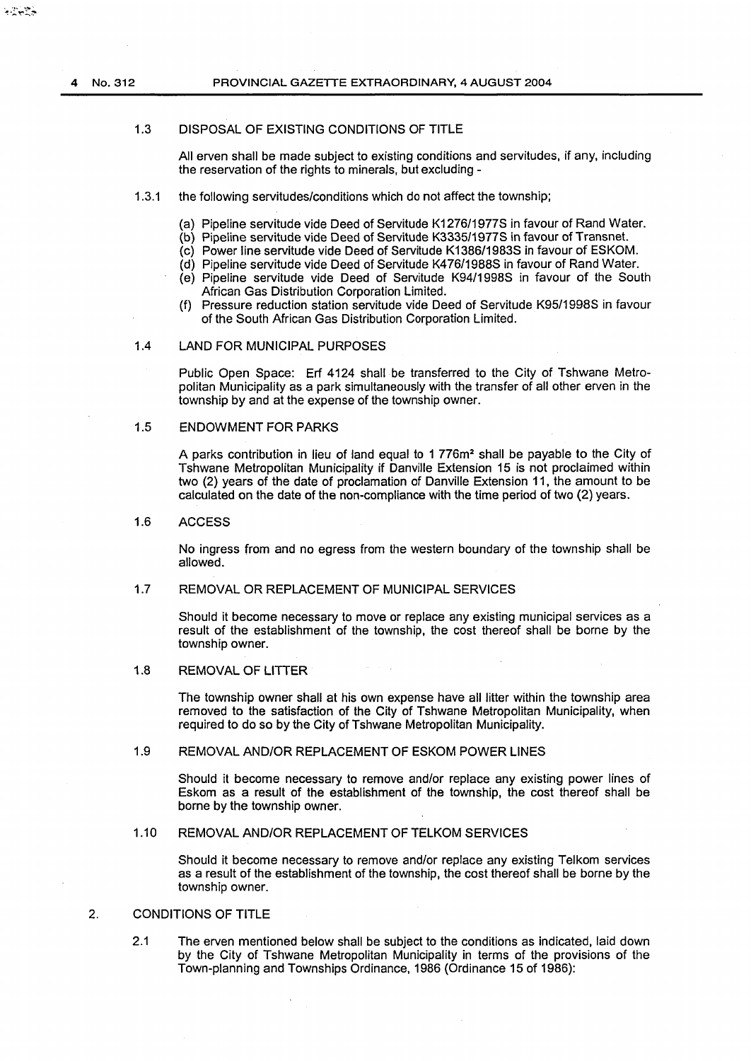1.3 DISPOSAL OF EXISTING CONDITIONS OF TITLE

All erven shall be made subject to existing conditions and servitudes, if any, including the reservation of the rights to minerals, but excluding -

1.3.1 the following servitudes/conditions which do not affect the township;

(a) Pipeline servitude vide Deed of Servitude K1276/1977S in favour of Rand Water.
(b) Pipeline servitude vide Deed of Servitude K3335/1977S in favour of Transnet.
(c) Power line servitude vide Deed of Servitude K1386/1983S in favour of ESKOM.
(d) Pipeline servitude vide Deed of Servitude K476/1988S in favour of Rand Water.
(e) Pipeline servitude vide Deed of Servitude K94/1998S in favour of the South African Gas Distribution Corporation Limited.
(f) Pressure reduction station servitude vide Deed of Servitude K95/1998S in favour of the South African Gas Distribution Corporation Limited.

1.4 LAND FOR MUNICIPAL PURPOSES

Public Open Space: Erf 4124 shall be transferred to the City of Tshwane Metropolitan Municipality as a park simultaneously with the transfer of all other erven in the township by and at the expense of the township owner.

1.5 ENDOWMENT FOR PARKS

A parks contribution in lieu of land equal to 1 776m² shall be payable to the City of Tshwane Metropolitan Municipality if Danville Extension 15 is not proclaimed within two (2) years of the date of proclamation of Danville Extension 11, the amount to be calculated on the date of the non-compliance with the time period of two (2) years.

1.6 ACCESS

No ingress from and no egress from the western boundary of the township shall be allowed.

1.7 REMOVAL OR REPLACEMENT OF MUNICIPAL SERVICES

Should it become necessary to move or replace any existing municipal services as a result of the establishment of the township, the cost thereof shall be borne by the township owner.

1.8 REMOVAL OF LITTER

The township owner shall at his own expense have all litter within the township area removed to the satisfaction of the City of Tshwane Metropolitan Municipality, when required to do so by the City of Tshwane Metropolitan Municipality.

1.9 REMOVAL AND/OR REPLACEMENT OF ESKOM POWER LINES

Should it become necessary to remove and/or replace any existing power lines of Eskom as a result of the establishment of the township, the cost thereof shall be borne by the township owner.

1.10 REMOVAL AND/OR REPLACEMENT OF TELKOM SERVICES

Should it become necessary to remove and/or replace any existing Telkom services as a result of the establishment of the township, the cost thereof shall be borne by the township owner.

2. CONDITIONS OF TITLE

2.1 The erven mentioned below shall be subject to the conditions as indicated, laid down by the City of Tshwane Metropolitan Municipality in terms of the provisions of the Town-planning and Townships Ordinance, 1986 (Ordinance 15 of 1986):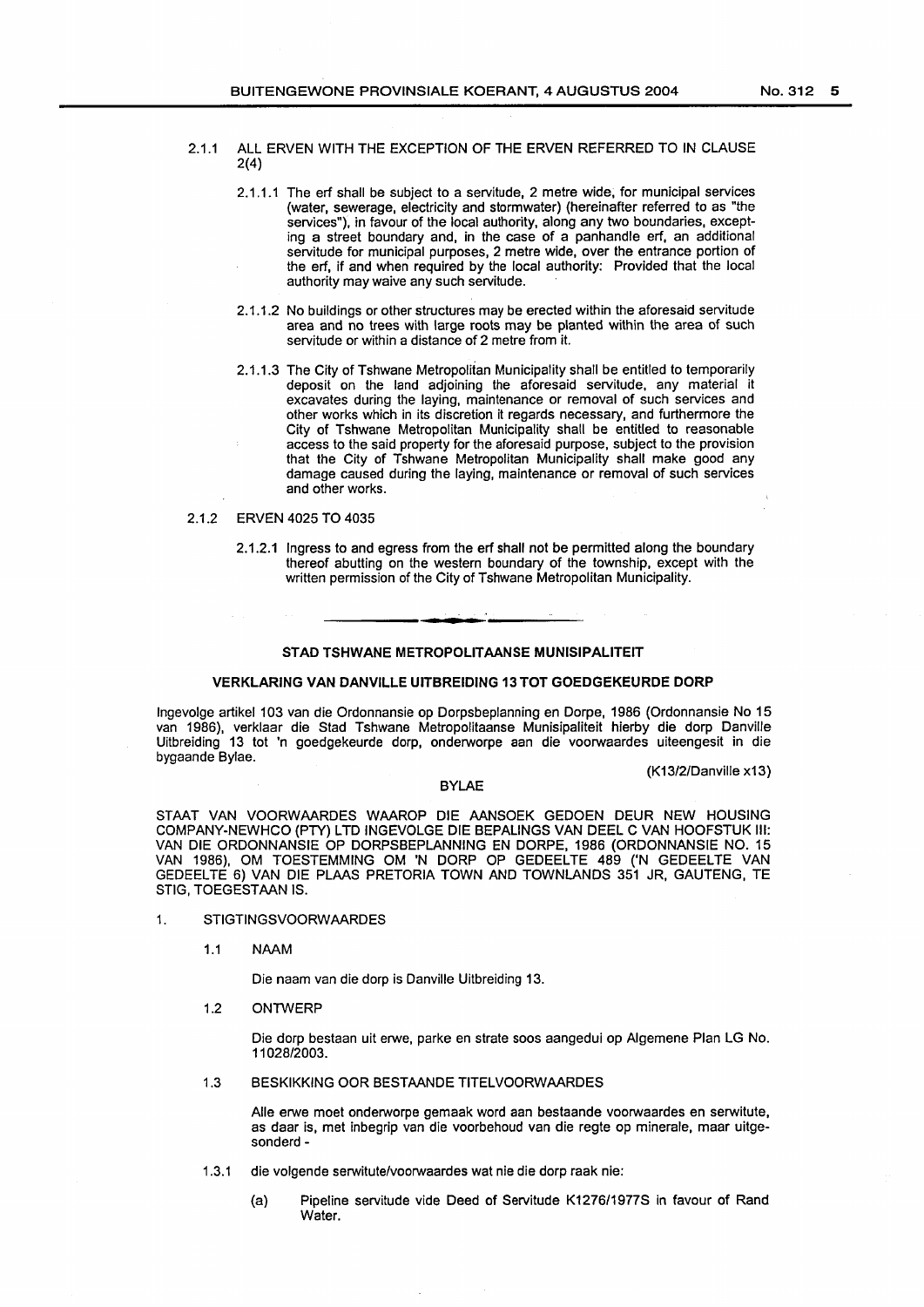2.1.1 ALL ERVEN WITH THE EXCEPTION OF THE ERVEN REFERRED TO IN CLAUSE 2(4)

2.1.1.1 The erf shall be subject to a servitude, 2 metre wide, for municipal services (water, sewerage, electricity and stormwater) (hereinafter referred to as "the services"), in favour of the local authority, along any two boundaries, excepting a street boundary and, in the case of a panhandle erf, an additional servitude for municipal purposes, 2 metre wide, over the entrance portion of the erf, if and when required by the local authority: Provided that the local authority may waive any such servitude.

2.1.1.2 No buildings or other structures may be erected within the aforesaid servitude area and no trees with large roots may be planted within the area of such servitude or within a distance of 2 metre from it.

2.1.1.3 The City of Tshwane Metropolitan Municipality shall be entitled to temporarily deposit on the land adjoining the aforesaid servitude, any material it excavates during the laying, maintenance or removal of such services and other works which in its discretion it regards necessary, and furthermore the City of Tshwane Metropolitan Municipality shall be entitled to reasonable access to the said property for the aforesaid purpose, subject to the provision that the City of Tshwane Metropolitan Municipality shall make good any damage caused during the laying, maintenance or removal of such services and other works.

2.1.2 ERVEN 4025 TO 4035

2.1.2.1 Ingress to and egress from the erf shall not be permitted along the boundary thereof abutting on the western boundary of the township, except with the written permission of the City of Tshwane Metropolitan Municipality.

---

**STAD TSHWANE METROPOLITAANSE MUNISIPALITEIT**

**VERKLARING VAN DANVILLE UITBREIDING 13 TOT GOEDGEKEURDE DORP**

Ingevolge artikel 103 van die Ordonnansie op Dorpsbeplanning en Dorpe, 1986 (Ordonnansie No 15 van 1986), verklaar die Stad Tshwane Metropolitaanse Munisipaliteit hierby die dorp Danville Uitbreiding 13 tot 'n goedgekeurde dorp, onderworpe aan die voorwaardes uiteengesit in die bygaande Bylae.

(K13/2/Danville x13)

BYLAE

STAAT VAN VOORWAARDES WAAROP DIE AANSOEK GEDOEN DEUR NEW HOUSING COMPANY-NEWHCO (PTY) LTD INGEVOLGE DIE BEPALINGS VAN DEEL C VAN HOOFSTUK III: VAN DIE ORDONNANSIE OP DORPSBEPLANNING EN DORPE, 1986 (ORDONNANSIE NO. 15 VAN 1986), OM TOESTEMMING OM 'N DORP OP GEDEELTE 489 ('N GEDEELTE VAN GEDEELTE 6) VAN DIE PLAAS PRETORIA TOWN AND TOWNLANDS 351 JR, GAUTENG, TE STIG, TOEGESTAAN IS.

1. STIGTINGSVOORWAARDES

1.1 NAAM

Die naam van die dorp is Danville Uitbreiding 13.

1.2 ONTWERP

Die dorp bestaan uit erwe, parke en strate soos aangedui op Algemene Plan LG No. 11028/2003.

1.3 BESKIKKING OOR BESTAANDE TITELVOORWAARDES

Alle erwe moet onderworpe gemaak word aan bestaande voorwaardes en serwitute, as daar is, met inbegrip van die voorbehoud van die regte op minerale, maar uitgesonderd -

1.3.1 die volgende serwitute/voorwaardes wat nie die dorp raak nie:

(a) Pipeline servitude vide Deed of Servitude K1276/1977S in favour of Rand Water.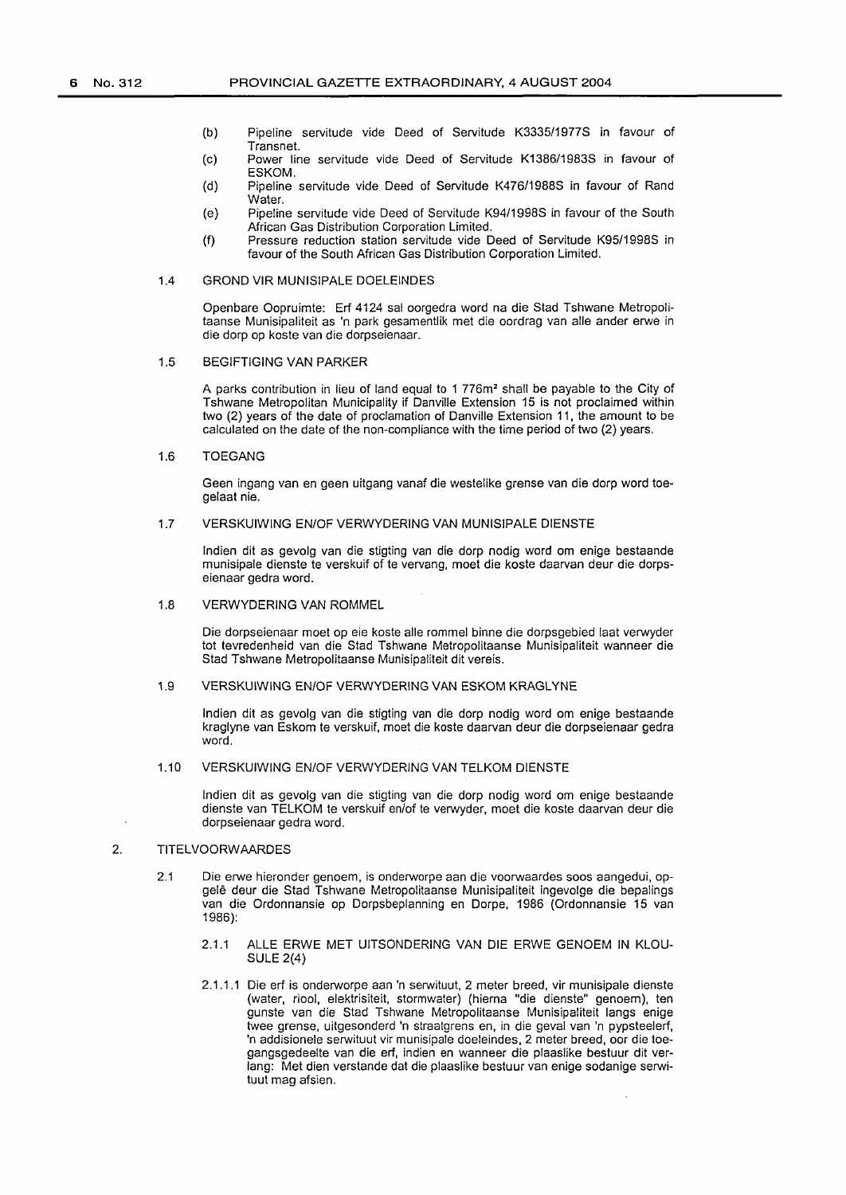(b) Pipeline servitude vide Deed of Servitude K3335/1977S in favour of Transnet.

(c) Power line servitude vide Deed of Servitude K1386/1983S in favour of ESKOM.

(d) Pipeline servitude vide Deed of Servitude K476/1988S in favour of Rand Water.

(e) Pipeline servitude vide Deed of Servitude K94/1998S in favour of the South African Gas Distribution Corporation Limited.

(f) Pressure reduction station servitude vide Deed of Servitude K95/1998S in favour of the South African Gas Distribution Corporation Limited.

1.4 GROND VIR MUNISIPALE DOELEINDES

Openbare Oopruimte: Erf 4124 sal oorgedra word na die Stad Tshwane Metropolitaanse Munisipaliteit as 'n park gesamentlik met die oordrag van alle ander erwe in die dorp op koste van die dorpseienaar.

1.5 BEGIFTIGING VAN PARKER

A parks contribution in lieu of land equal to 1 776m² shall be payable to the City of Tshwane Metropolitan Municipality if Danville Extension 15 is not proclaimed within two (2) years of the date of proclamation of Danville Extension 11, the amount to be calculated on the date of the non-compliance with the time period of two (2) years.

1.6 TOEGANG

Geen ingang van en geen uitgang vanaf die westelike grense van die dorp word toegelaat nie.

1.7 VERSKUIWING EN/OF VERWYDERING VAN MUNISIPALE DIENSTE

Indien dit as gevolg van die stigting van die dorp nodig word om enige bestaande munisipale dienste te verskuif of te vervang, moet die koste daarvan deur die dorpseienaar gedra word.

1.8 VERWYDERING VAN ROMMEL

Die dorpseienaar moet op eie koste alle rommel binne die dorpsgebied laat verwyder tot tevredenheid van die Stad Tshwane Metropolitaanse Munisipaliteit wanneer die Stad Tshwane Metropolitaanse Munisipaliteit dit vereis.

1.9 VERSKUIWING EN/OF VERWYDERING VAN ESKOM KRAGLYNE

Indien dit as gevolg van die stigting van die dorp nodig word om enige bestaande kraglyne van Eskom te verskuif, moet die koste daarvan deur die dorpseienaar gedra word.

1.10 VERSKUIWING EN/OF VERWYDERING VAN TELKOM DIENSTE

Indien dit as gevolg van die stigting van die dorp nodig word om enige bestaande dienste van TELKOM te verskuif en/of te verwyder, moet die koste daarvan deur die dorpseienaar gedra word.

2. TITELVOORWAARDES

2.1 Die erwe hieronder genoem, is onderworpe aan die voorwaardes soos aangedui, opgelê deur die Stad Tshwane Metropolitaanse Munisipaliteit ingevolge die bepalings van die Ordonnansie op Dorpsbeplanning en Dorpe, 1986 (Ordonnansie 15 van 1986):

2.1.1 ALLE ERWE MET UITSONDERING VAN DIE ERWE GENOEM IN KLOUSULE 2(4)

2.1.1.1 Die erf is onderworpe aan 'n serwituut, 2 meter breed, vir munisipale dienste (water, riool, elektrisiteit, stormwater) (hierna "die dienste" genoem), ten gunste van die Stad Tshwane Metropolitaanse Munisipaliteit langs enige twee grense, uitgesonderd 'n straatgrens en, in die geval van 'n pypsteelerf, 'n addisionele serwituut vir munisipale doeleindes, 2 meter breed, oor die toegangsgedeelte van die erf, indien en wanneer die plaaslike bestuur dit verlang: Met dien verstande dat die plaaslike bestuur van enige sodanige serwituut mag afsien.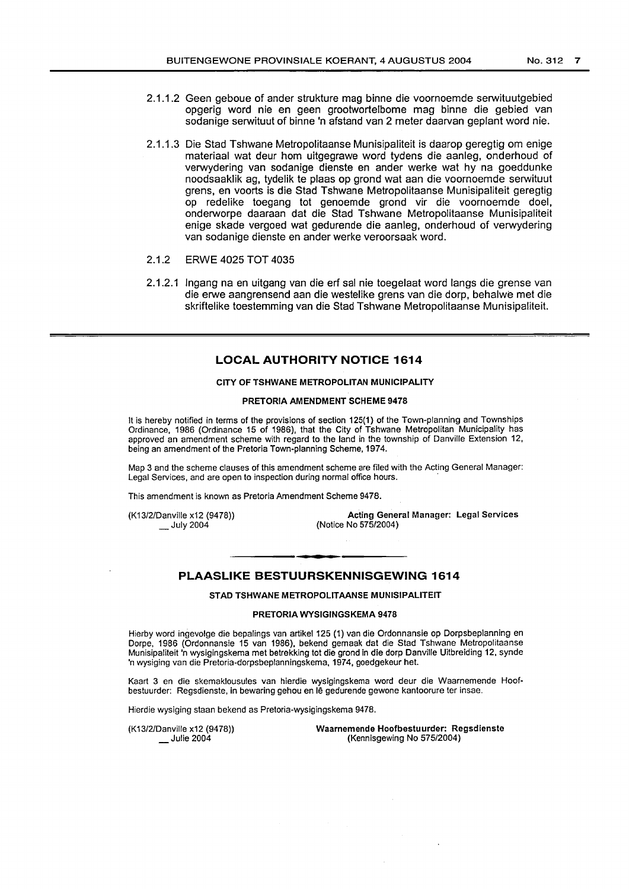2.1.1.2 Geen geboue of ander strukture mag binne die voornoemde serwituutgebied opgerig word nie en geen grootwortelbome mag binne die gebied van sodanige serwituut of binne 'n afstand van 2 meter daarvan geplant word nie.

2.1.1.3 Die Stad Tshwane Metropolitaanse Munisipaliteit is daarop geregtig om enige materiaal wat deur hom uitgegrawe word tydens die aanleg, onderhoud of verwydering van sodanige dienste en ander werke wat hy na goeddunke noodsaaklik ag, tydelik te plaas op grond wat aan die voornoemde serwituut grens, en voorts is die Stad Tshwane Metropolitaanse Munisipaliteit geregtig op redelike toegang tot genoemde grond vir die voornoemde doel, onderworpe daaraan dat die Stad Tshwane Metropolitaanse Munisipaliteit enige skade vergoed wat gedurende die aanleg, onderhoud of verwydering van sodanige dienste en ander werke veroorsaak word.

2.1.2 ERWE 4025 TOT 4035

2.1.2.1 Ingang na en uitgang van die erf sal nie toegelaat word langs die grense van die erwe aangrensend aan die westelike grens van die dorp, behalwe met die skriftelike toestemming van die Stad Tshwane Metropolitaanse Munisipaliteit.

---

## LOCAL AUTHORITY NOTICE 1614

**CITY OF TSHWANE METROPOLITAN MUNICIPALITY**

**PRETORIA AMENDMENT SCHEME 9478**

It is hereby notified in terms of the provisions of section 125(1) of the Town-planning and Townships Ordinance, 1986 (Ordinance 15 of 1986), that the City of Tshwane Metropolitan Municipality has approved an amendment scheme with regard to the land in the township of Danville Extension 12, being an amendment of the Pretoria Town-planning Scheme, 1974.

Map 3 and the scheme clauses of this amendment scheme are filed with the Acting General Manager: Legal Services, and are open to inspection during normal office hours.

This amendment is known as Pretoria Amendment Scheme 9478.

(K13/2/Danville x12 (9478))
__ July 2004

**Acting General Manager: Legal Services**
(Notice No 575/2004)

---

## PLAASLIKE BESTUURSKENNISGEWING 1614

**STAD TSHWANE METROPOLITAANSE MUNISIPALITEIT**

**PRETORIA WYSIGINGSKEMA 9478**

Hierby word ingevolge die bepalings van artikel 125 (1) van die Ordonnansie op Dorpsbeplanning en Dorpe, 1986 (Ordonnansie 15 van 1986), bekend gemaak dat die Stad Tshwane Metropolitaanse Munisipaliteit 'n wysigingskema met betrekking tot die grond in die dorp Danville Uitbreiding 12, synde 'n wysiging van die Pretoria-dorpsbeplanningskema, 1974, goedgekeur het.

Kaart 3 en die skemaklousules van hierdie wysigingskema word deur die Waarnemende Hoofbestuurder: Regsdienste, in bewaring gehou en lê gedurende gewone kantoorure ter insae.

Hierdie wysiging staan bekend as Pretoria-wysigingskema 9478.

(K13/2/Danville x12 (9478))
__ Julie 2004

**Waarnemende Hoofbestuurder: Regsdienste**
(Kennisgewing No 575/2004)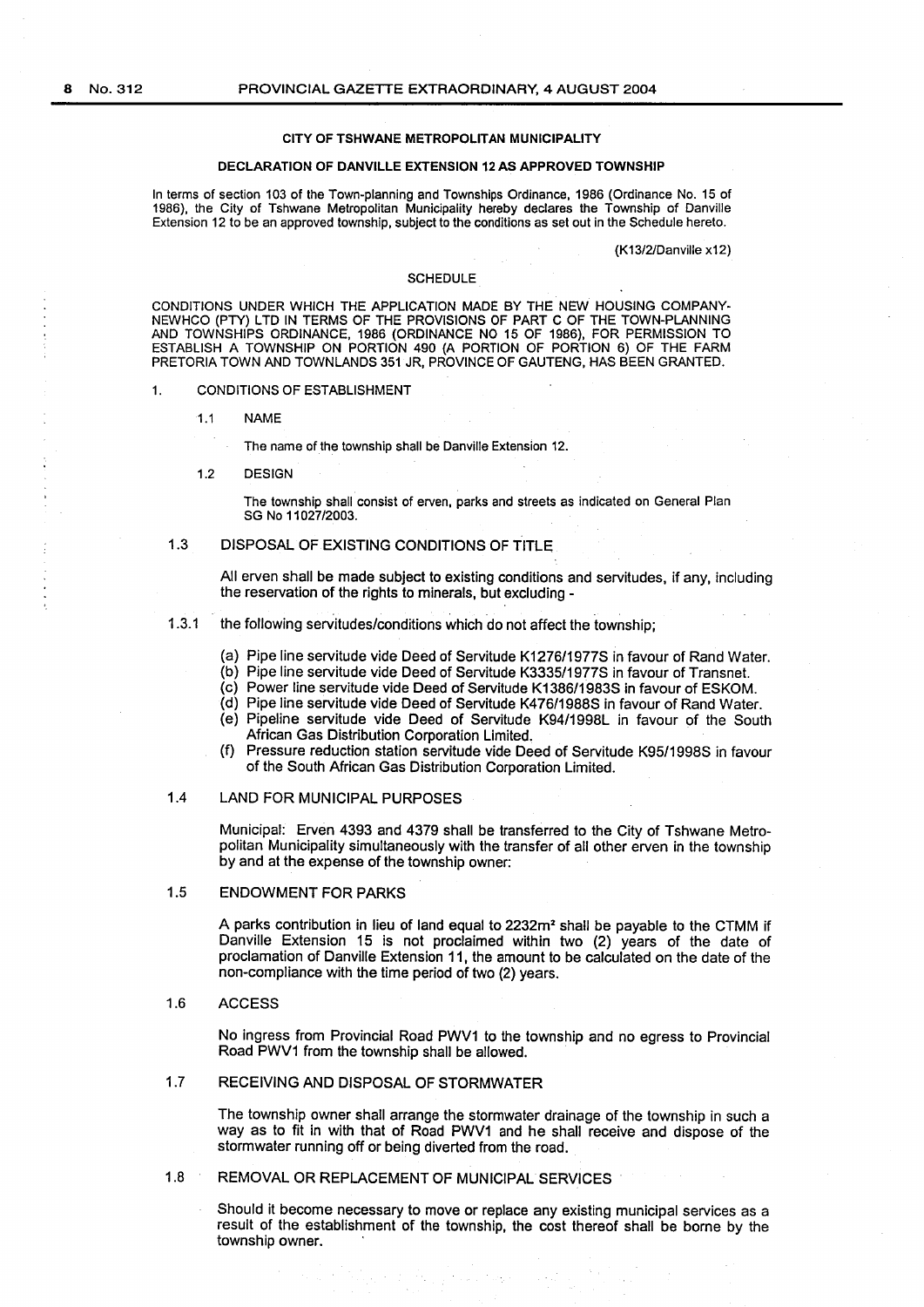**CITY OF TSHWANE METROPOLITAN MUNICIPALITY**

**DECLARATION OF DANVILLE EXTENSION 12 AS APPROVED TOWNSHIP**

In terms of section 103 of the Town-planning and Townships Ordinance, 1986 (Ordinance No. 15 of 1986), the City of Tshwane Metropolitan Municipality hereby declares the Township of Danville Extension 12 to be an approved township, subject to the conditions as set out in the Schedule hereto.

(K13/2/Danville x12)

SCHEDULE

CONDITIONS UNDER WHICH THE APPLICATION MADE BY THE NEW HOUSING COMPANY-NEWHCO (PTY) LTD IN TERMS OF THE PROVISIONS OF PART C OF THE TOWN-PLANNING AND TOWNSHIPS ORDINANCE, 1986 (ORDINANCE NO 15 OF 1986), FOR PERMISSION TO ESTABLISH A TOWNSHIP ON PORTION 490 (A PORTION OF PORTION 6) OF THE FARM PRETORIA TOWN AND TOWNLANDS 351 JR, PROVINCE OF GAUTENG, HAS BEEN GRANTED.

1. CONDITIONS OF ESTABLISHMENT

1.1 NAME

The name of the township shall be Danville Extension 12.

1.2 DESIGN

The township shall consist of erven, parks and streets as indicated on General Plan SG No 11027/2003.

1.3 DISPOSAL OF EXISTING CONDITIONS OF TITLE

All erven shall be made subject to existing conditions and servitudes, if any, including the reservation of the rights to minerals, but excluding -

1.3.1 the following servitudes/conditions which do not affect the township;

(a) Pipe line servitude vide Deed of Servitude K1276/1977S in favour of Rand Water.
(b) Pipe line servitude vide Deed of Servitude K3335/1977S in favour of Transnet.
(c) Power line servitude vide Deed of Servitude K1386/1983S in favour of ESKOM.
(d) Pipe line servitude vide Deed of Servitude K476/1988S in favour of Rand Water.
(e) Pipeline servitude vide Deed of Servitude K94/1998L in favour of the South African Gas Distribution Corporation Limited.
(f) Pressure reduction station servitude vide Deed of Servitude K95/1998S in favour of the South African Gas Distribution Corporation Limited.

1.4 LAND FOR MUNICIPAL PURPOSES

Municipal: Erven 4393 and 4379 shall be transferred to the City of Tshwane Metropolitan Municipality simultaneously with the transfer of all other erven in the township by and at the expense of the township owner:

1.5 ENDOWMENT FOR PARKS

A parks contribution in lieu of land equal to 2232m² shall be payable to the CTMM if Danville Extension 15 is not proclaimed within two (2) years of the date of proclamation of Danville Extension 11, the amount to be calculated on the date of the non-compliance with the time period of two (2) years.

1.6 ACCESS

No ingress from Provincial Road PWV1 to the township and no egress to Provincial Road PWV1 from the township shall be allowed.

1.7 RECEIVING AND DISPOSAL OF STORMWATER

The township owner shall arrange the stormwater drainage of the township in such a way as to fit in with that of Road PWV1 and he shall receive and dispose of the stormwater running off or being diverted from the road.

1.8 REMOVAL OR REPLACEMENT OF MUNICIPAL SERVICES

Should it become necessary to move or replace any existing municipal services as a result of the establishment of the township, the cost thereof shall be borne by the township owner.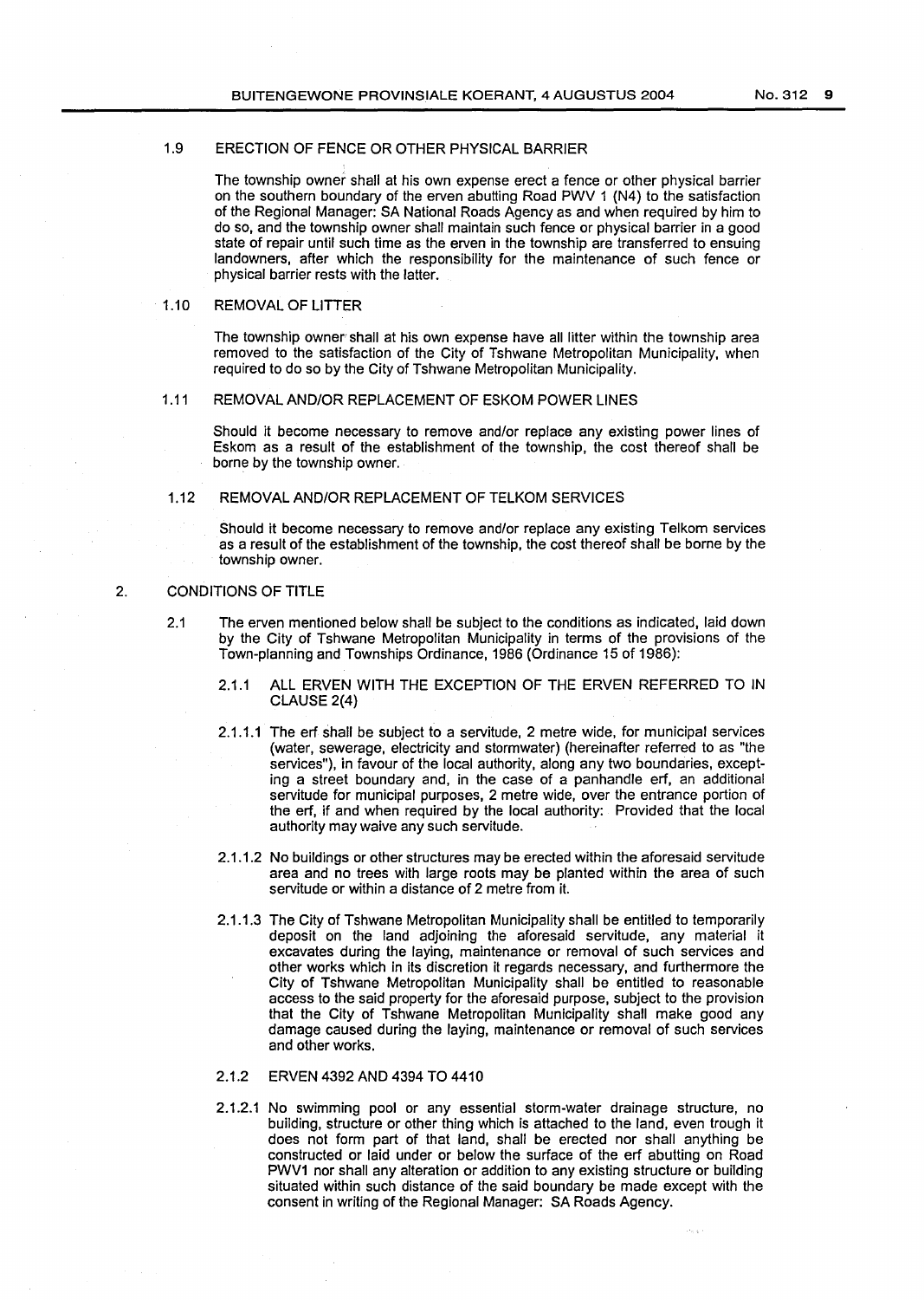1.9 ERECTION OF FENCE OR OTHER PHYSICAL BARRIER

The township owner shall at his own expense erect a fence or other physical barrier on the southern boundary of the erven abutting Road PWV 1 (N4) to the satisfaction of the Regional Manager: SA National Roads Agency as and when required by him to do so, and the township owner shall maintain such fence or physical barrier in a good state of repair until such time as the erven in the township are transferred to ensuing landowners, after which the responsibility for the maintenance of such fence or physical barrier rests with the latter.

1.10 REMOVAL OF LITTER

The township owner shall at his own expense have all litter within the township area removed to the satisfaction of the City of Tshwane Metropolitan Municipality, when required to do so by the City of Tshwane Metropolitan Municipality.

1.11 REMOVAL AND/OR REPLACEMENT OF ESKOM POWER LINES

Should it become necessary to remove and/or replace any existing power lines of Eskom as a result of the establishment of the township, the cost thereof shall be borne by the township owner.

1.12 REMOVAL AND/OR REPLACEMENT OF TELKOM SERVICES

Should it become necessary to remove and/or replace any existing Telkom services as a result of the establishment of the township, the cost thereof shall be borne by the township owner.

2. CONDITIONS OF TITLE

2.1 The erven mentioned below shall be subject to the conditions as indicated, laid down by the City of Tshwane Metropolitan Municipality in terms of the provisions of the Town-planning and Townships Ordinance, 1986 (Ordinance 15 of 1986):

2.1.1 ALL ERVEN WITH THE EXCEPTION OF THE ERVEN REFERRED TO IN CLAUSE 2(4)

2.1.1.1 The erf shall be subject to a servitude, 2 metre wide, for municipal services (water, sewerage, electricity and stormwater) (hereinafter referred to as "the services"), in favour of the local authority, along any two boundaries, excepting a street boundary and, in the case of a panhandle erf, an additional servitude for municipal purposes, 2 metre wide, over the entrance portion of the erf, if and when required by the local authority: Provided that the local authority may waive any such servitude.

2.1.1.2 No buildings or other structures may be erected within the aforesaid servitude area and no trees with large roots may be planted within the area of such servitude or within a distance of 2 metre from it.

2.1.1.3 The City of Tshwane Metropolitan Municipality shall be entitled to temporarily deposit on the land adjoining the aforesaid servitude, any material it excavates during the laying, maintenance or removal of such services and other works which in its discretion it regards necessary, and furthermore the City of Tshwane Metropolitan Municipality shall be entitled to reasonable access to the said property for the aforesaid purpose, subject to the provision that the City of Tshwane Metropolitan Municipality shall make good any damage caused during the laying, maintenance or removal of such services and other works.

2.1.2 ERVEN 4392 AND 4394 TO 4410

2.1.2.1 No swimming pool or any essential storm-water drainage structure, no building, structure or other thing which is attached to the land, even trough it does not form part of that land, shall be erected nor shall anything be constructed or laid under or below the surface of the erf abutting on Road PWV1 nor shall any alteration or addition to any existing structure or building situated within such distance of the said boundary be made except with the consent in writing of the Regional Manager: SA Roads Agency.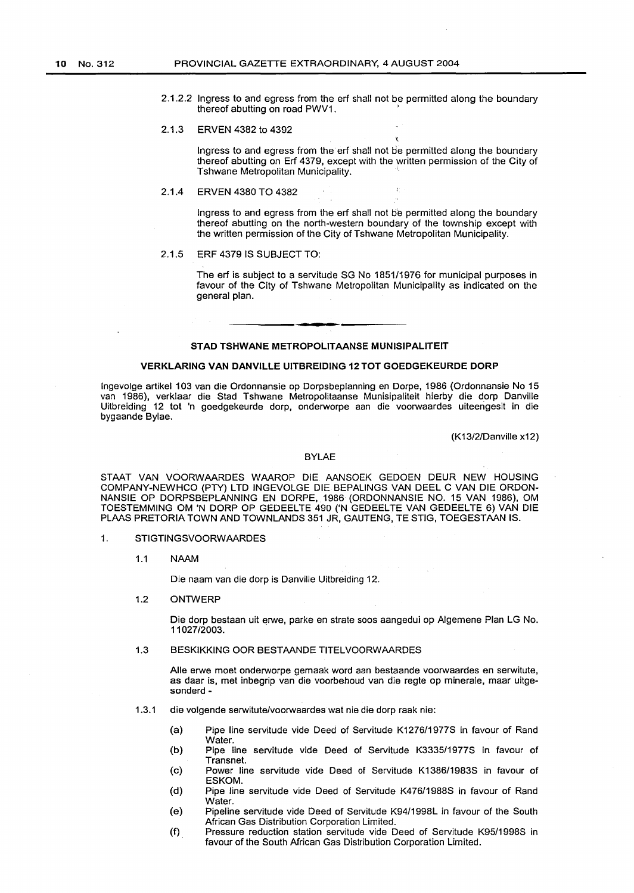2.1.2.2 Ingress to and egress from the erf shall not be permitted along the boundary thereof abutting on road PWV1.

2.1.3 ERVEN 4382 to 4392

Ingress to and egress from the erf shall not be permitted along the boundary thereof abutting on Erf 4379, except with the written permission of the City of Tshwane Metropolitan Municipality.

2.1.4 ERVEN 4380 TO 4382

Ingress to and egress from the erf shall not be permitted along the boundary thereof abutting on the north-western boundary of the township except with the written permission of the City of Tshwane Metropolitan Municipality.

2.1.5 ERF 4379 IS SUBJECT TO:

The erf is subject to a servitude SG No 1851/1976 for municipal purposes in favour of the City of Tshwane Metropolitan Municipality as indicated on the general plan.

---

## STAD TSHWANE METROPOLITAANSE MUNISIPALITEIT

### VERKLARING VAN DANVILLE UITBREIDING 12 TOT GOEDGEKEURDE DORP

Ingevolge artikel 103 van die Ordonnansie op Dorpsbeplanning en Dorpe, 1986 (Ordonnansie No 15 van 1986), verklaar die Stad Tshwane Metropolitaanse Munisipaliteit hierby die dorp Danville Uitbreiding 12 tot 'n goedgekeurde dorp, onderworpe aan die voorwaardes uiteengesit in die bygaande Bylae.

(K13/2/Danville x12)

BYLAE

STAAT VAN VOORWAARDES WAAROP DIE AANSOEK GEDOEN DEUR NEW HOUSING COMPANY-NEWHCO (PTY) LTD INGEVOLGE DIE BEPALINGS VAN DEEL C VAN DIE ORDONNANSIE OP DORPSBEPLANNING EN DORPE, 1986 (ORDONNANSIE NO. 15 VAN 1986), OM TOESTEMMING OM 'N DORP OP GEDEELTE 490 ('N GEDEELTE VAN GEDEELTE 6) VAN DIE PLAAS PRETORIA TOWN AND TOWNLANDS 351 JR, GAUTENG, TE STIG, TOEGESTAAN IS.

1. STIGTINGSVOORWAARDES

1.1 NAAM

Die naam van die dorp is Danville Uitbreiding 12.

1.2 ONTWERP

Die dorp bestaan uit erwe, parke en strate soos aangedui op Algemene Plan LG No. 11027/2003.

1.3 BESKIKKING OOR BESTAANDE TITELVOORWAARDES

Alle erwe moet onderworpe gemaak word aan bestaande voorwaardes en serwitute, as daar is, met inbegrip van die voorbehoud van die regte op minerale, maar uitgesonderd -

1.3.1 die volgende serwitute/voorwaardes wat nie die dorp raak nie:

(a) Pipe line servitude vide Deed of Servitude K1276/1977S in favour of Rand Water.

(b) Pipe line servitude vide Deed of Servitude K3335/1977S in favour of Transnet.

(c) Power line servitude vide Deed of Servitude K1386/1983S in favour of ESKOM.

(d) Pipe line servitude vide Deed of Servitude K476/1988S in favour of Rand Water.

(e) Pipeline servitude vide Deed of Servitude K94/1998L in favour of the South African Gas Distribution Corporation Limited.

(f) Pressure reduction station servitude vide Deed of Servitude K95/1998S in favour of the South African Gas Distribution Corporation Limited.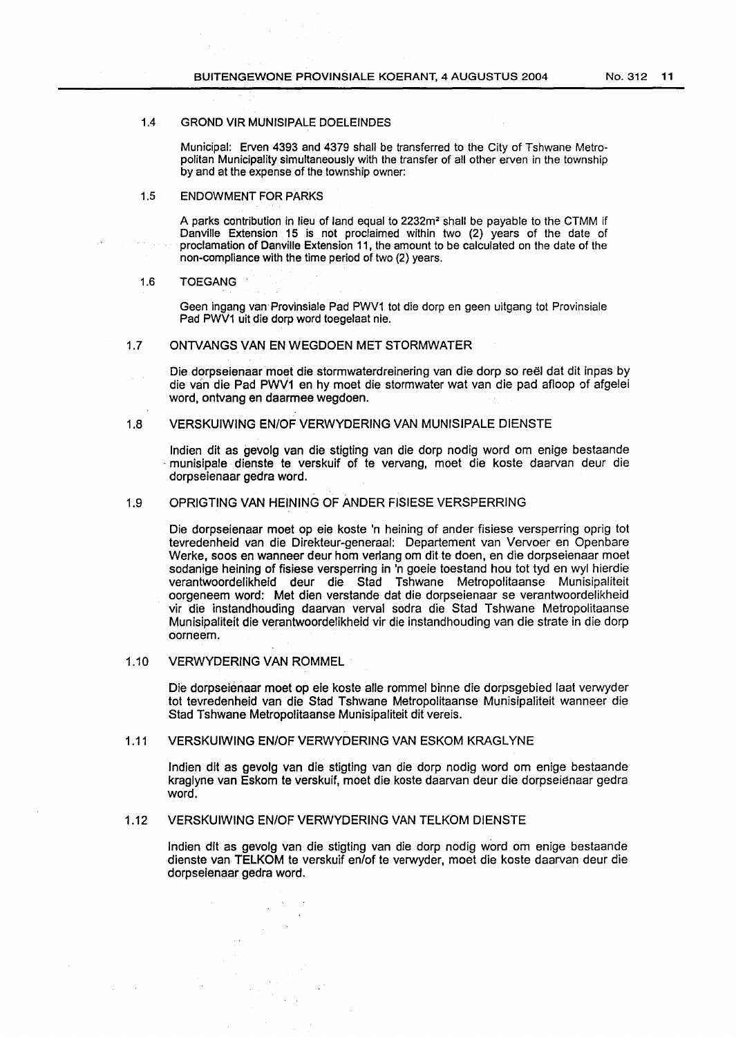1.4 GROND VIR MUNISIPALE DOELEINDES

Municipal: Erven 4393 and 4379 shall be transferred to the City of Tshwane Metropolitan Municipality simultaneously with the transfer of all other erven in the township by and at the expense of the township owner:

1.5 ENDOWMENT FOR PARKS

A parks contribution in lieu of land equal to 2232m² shall be payable to the CTMM if Danville Extension 15 is not proclaimed within two (2) years of the date of proclamation of Danville Extension 11, the amount to be calculated on the date of the non-compliance with the time period of two (2) years.

1.6 TOEGANG

Geen ingang van Provinsiale Pad PWV1 tot die dorp en geen uitgang tot Provinsiale Pad PWV1 uit die dorp word toegelaat nie.

1.7 ONTVANGS VAN EN WEGDOEN MET STORMWATER

Die dorpseienaar moet die stormwaterdreinering van die dorp so reël dat dit inpas by die van die Pad PWV1 en hy moet die stormwater wat van die pad afloop of afgelei word, ontvang en daarmee wegdoen.

1.8 VERSKUIWING EN/OF VERWYDERING VAN MUNISIPALE DIENSTE

Indien dit as gevolg van die stigting van die dorp nodig word om enige bestaande munisipale dienste te verskuif of te vervang, moet die koste daarvan deur die dorpseienaar gedra word.

1.9 OPRIGTING VAN HEINING OF ANDER FISIESE VERSPERRING

Die dorpseienaar moet op eie koste 'n heining of ander fisiese versperring oprig tot tevredenheid van die Direkteur-generaal: Departement van Vervoer en Openbare Werke, soos en wanneer deur hom verlang om dit te doen, en die dorpseienaar moet sodanige heining of fisiese versperring in 'n goeie toestand hou tot tyd en wyl hierdie verantwoordelikheid deur die Stad Tshwane Metropolitaanse Munisipaliteit oorgeneem word: Met dien verstande dat die dorpseienaar se verantwoordelikheid vir die instandhouding daarvan verval sodra die Stad Tshwane Metropolitaanse Munisipaliteit die verantwoordelikheid vir die instandhouding van die strate in die dorp oorneem.

1.10 VERWYDERING VAN ROMMEL

Die dorpseienaar moet op eie koste alle rommel binne die dorpsgebied laat verwyder tot tevredenheid van die Stad Tshwane Metropolitaanse Munisipaliteit wanneer die Stad Tshwane Metropolitaanse Munisipaliteit dit vereis.

1.11 VERSKUIWING EN/OF VERWYDERING VAN ESKOM KRAGLYNE

Indien dit as gevolg van die stigting van die dorp nodig word om enige bestaande kraglyne van Eskom te verskuif, moet die koste daarvan deur die dorpseienaar gedra word.

1.12 VERSKUIWING EN/OF VERWYDERING VAN TELKOM DIENSTE

Indien dit as gevolg van die stigting van die dorp nodig word om enige bestaande dienste van TELKOM te verskuif en/of te verwyder, moet die koste daarvan deur die dorpseienaar gedra word.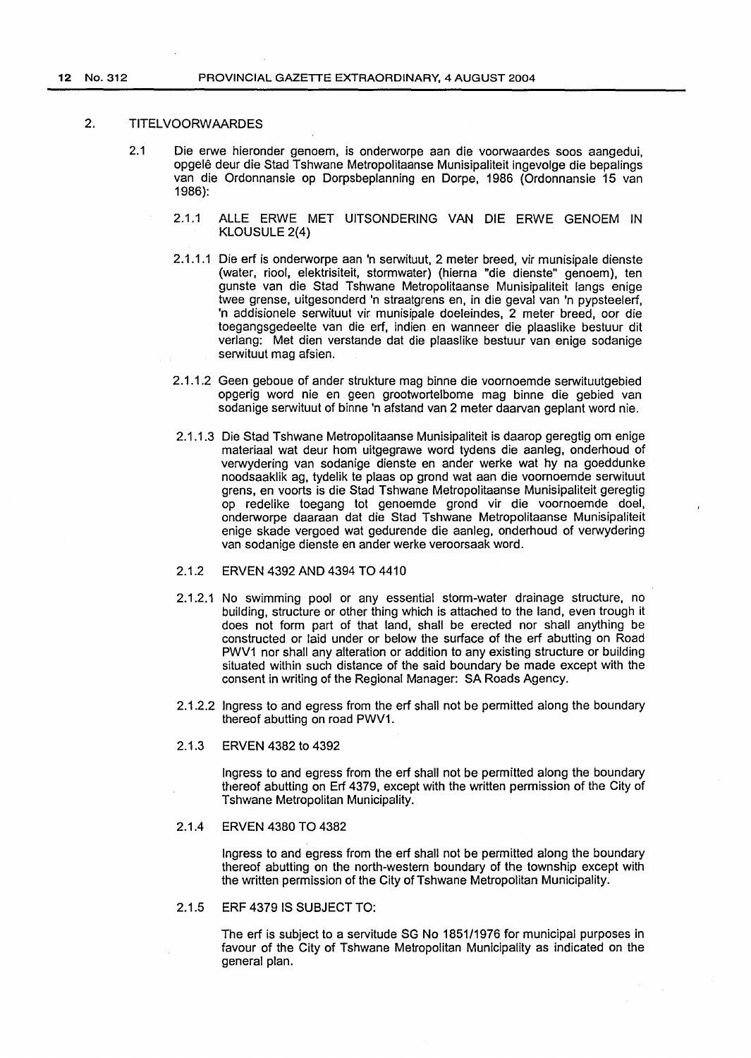## 2. TITELVOORWAARDES

2.1 Die erwe hieronder genoem, is onderworpe aan die voorwaardes soos aangedui, opgelê deur die Stad Tshwane Metropolitaanse Munisipaliteit ingevolge die bepalings van die Ordonnansie op Dorpsbeplanning en Dorpe, 1986 (Ordonnansie 15 van 1986):

### 2.1.1 ALLE ERWE MET UITSONDERING VAN DIE ERWE GENOEM IN KLOUSULE 2(4)

2.1.1.1 Die erf is onderworpe aan 'n serwituut, 2 meter breed, vir munisipale dienste (water, riool, elektrisiteit, stormwater) (hierna "die dienste" genoem), ten gunste van die Stad Tshwane Metropolitaanse Munisipaliteit langs enige twee grense, uitgesonderd 'n straatgrens en, in die geval van 'n pypsteelerf, 'n addisionele serwituut vir munisipale doeleindes, 2 meter breed, oor die toegangsgedeelte van die erf, indien en wanneer die plaaslike bestuur dit verlang: Met dien verstande dat die plaaslike bestuur van enige sodanige serwituut mag afsien.

2.1.1.2 Geen geboue of ander strukture mag binne die voornoemde serwituutgebied opgerig word nie en geen grootwortelbome mag binne die gebied van sodanige serwituut of binne 'n afstand van 2 meter daarvan geplant word nie.

2.1.1.3 Die Stad Tshwane Metropolitaanse Munisipaliteit is daarop geregtig om enige materiaal wat deur hom uitgegrawe word tydens die aanleg, onderhoud of verwydering van sodanige dienste en ander werke wat hy na goeddunke noodsaaklik ag, tydelik te plaas op grond wat aan die voornoemde serwituut grens, en voorts is die Stad Tshwane Metropolitaanse Munisipaliteit geregtig op redelike toegang tot genoemde grond vir die voornoemde doel, onderworpe daaraan dat die Stad Tshwane Metropolitaanse Munisipaliteit enige skade vergoed wat gedurende die aanleg, onderhoud of verwydering van sodanige dienste en ander werke veroorsaak word.

### 2.1.2 ERVEN 4392 AND 4394 TO 4410

2.1.2.1 No swimming pool or any essential storm-water drainage structure, no building, structure or other thing which is attached to the land, even trough it does not form part of that land, shall be erected nor shall anything be constructed or laid under or below the surface of the erf abutting on Road PWV1 nor shall any alteration or addition to any existing structure or building situated within such distance of the said boundary be made except with the consent in writing of the Regional Manager: SA Roads Agency.

2.1.2.2 Ingress to and egress from the erf shall not be permitted along the boundary thereof abutting on road PWV1.

### 2.1.3 ERVEN 4382 to 4392

Ingress to and egress from the erf shall not be permitted along the boundary thereof abutting on Erf 4379, except with the written permission of the City of Tshwane Metropolitan Municipality.

### 2.1.4 ERVEN 4380 TO 4382

Ingress to and egress from the erf shall not be permitted along the boundary thereof abutting on the north-western boundary of the township except with the written permission of the City of Tshwane Metropolitan Municipality.

### 2.1.5 ERF 4379 IS SUBJECT TO:

The erf is subject to a servitude SG No 1851/1976 for municipal purposes in favour of the City of Tshwane Metropolitan Municipality as indicated on the general plan.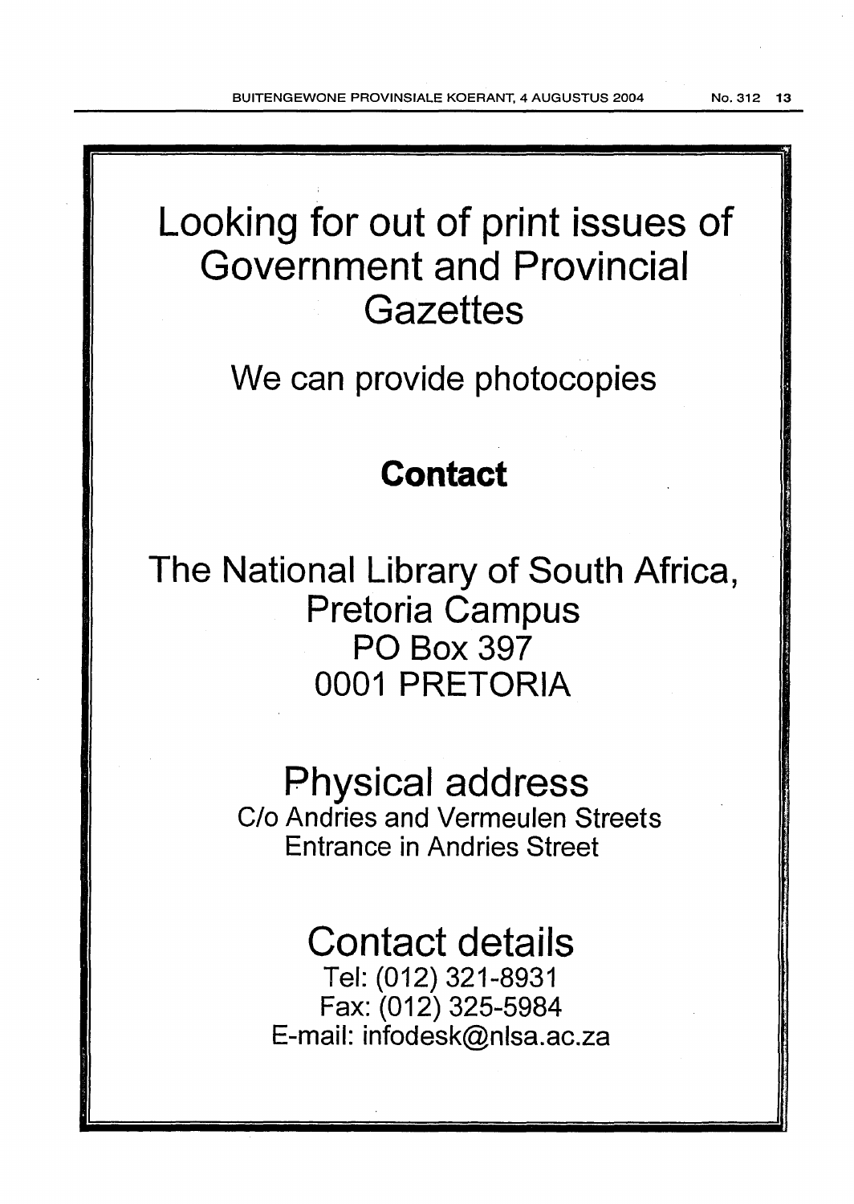# Looking for out of print issues of Government and Provincial Gazettes

We can provide photocopies

## **Contact**

The National Library of South Africa,
Pretoria Campus
PO Box 397
0001 PRETORIA

## Physical address

C/o Andries and Vermeulen Streets
Entrance in Andries Street

## Contact details

Tel: (012) 321-8931
Fax: (012) 325-5984
E-mail: infodesk@nlsa.ac.za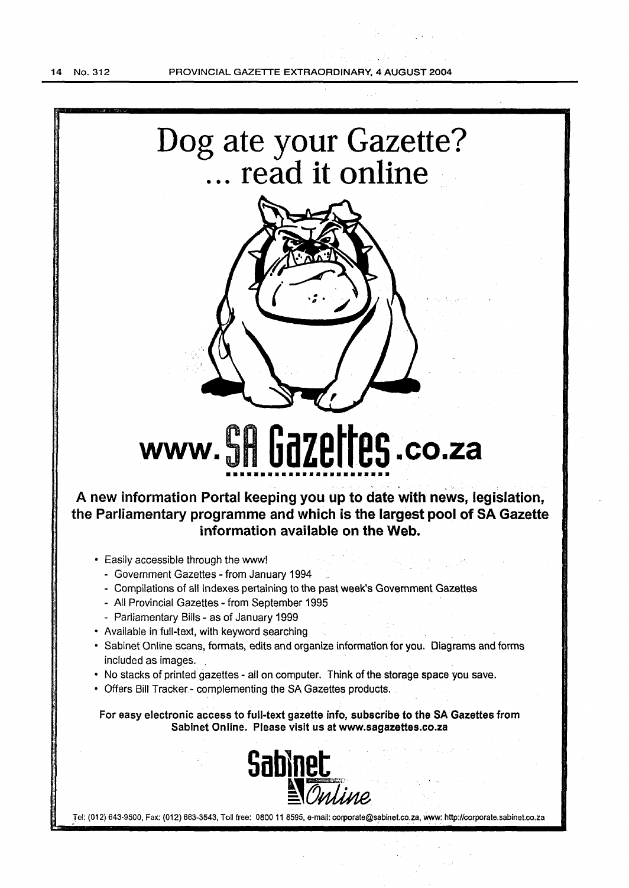# Dog ate your Gazette?
# ... read it online

# www.SA Gazettes.co.za

**A new information Portal keeping you up to date with news, legislation, the Parliamentary programme and which is the largest pool of SA Gazette information available on the Web.**

- Easily accessible through the www!
  - Government Gazettes - from January 1994
  - Compilations of all Indexes pertaining to the past week's Government Gazettes
  - All Provincial Gazettes - from September 1995
  - Parliamentary Bills - as of January 1999
- Available in full-text, with keyword searching
- Sabinet Online scans, formats, edits and organize information for you. Diagrams and forms included as images.
- No stacks of printed gazettes - all on computer. Think of the storage space you save.
- Offers Bill Tracker - complementing the SA Gazettes products.

**For easy electronic access to full-text gazette info, subscribe to the SA Gazettes from Sabinet Online. Please visit us at www.sagazettes.co.za**

**Sabinet Online**

Tel: (012) 643-9500, Fax: (012) 663-3543, Toll free: 0800 11 8595, e-mail: corporate@sabinet.co.za, www: http://corporate.sabinet.co.za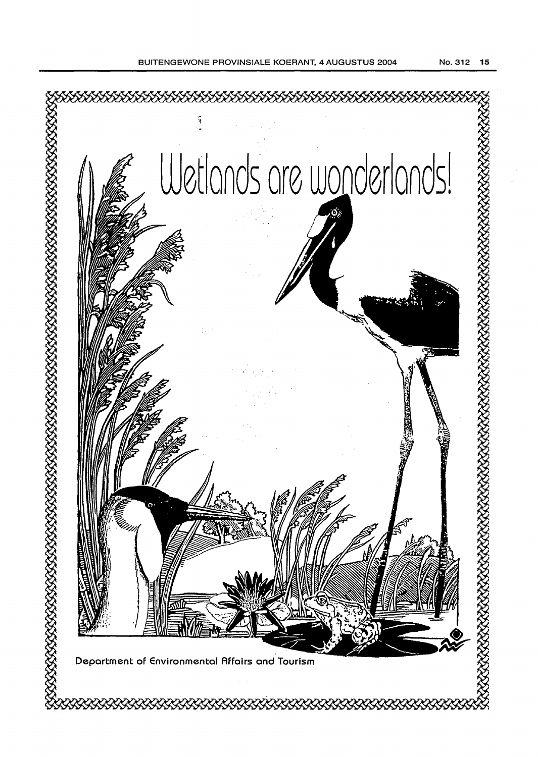# Wetlands are wonderlands!

Department of Environmental Affairs and Tourism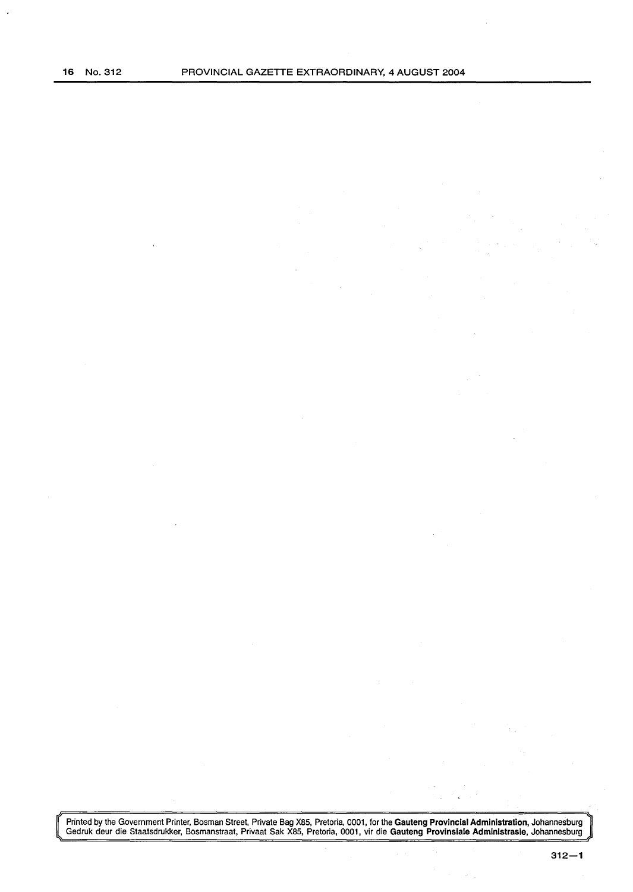Printed by the Government Printer, Bosman Street, Private Bag X85, Pretoria, 0001, for the **Gauteng Provincial Administration**, Johannesburg
Gedruk deur die Staatsdrukker, Bosmanstraat, Privaat Sak X85, Pretoria, 0001, vir die **Gauteng Provinsiale Administrasie**, Johannesburg

312—1